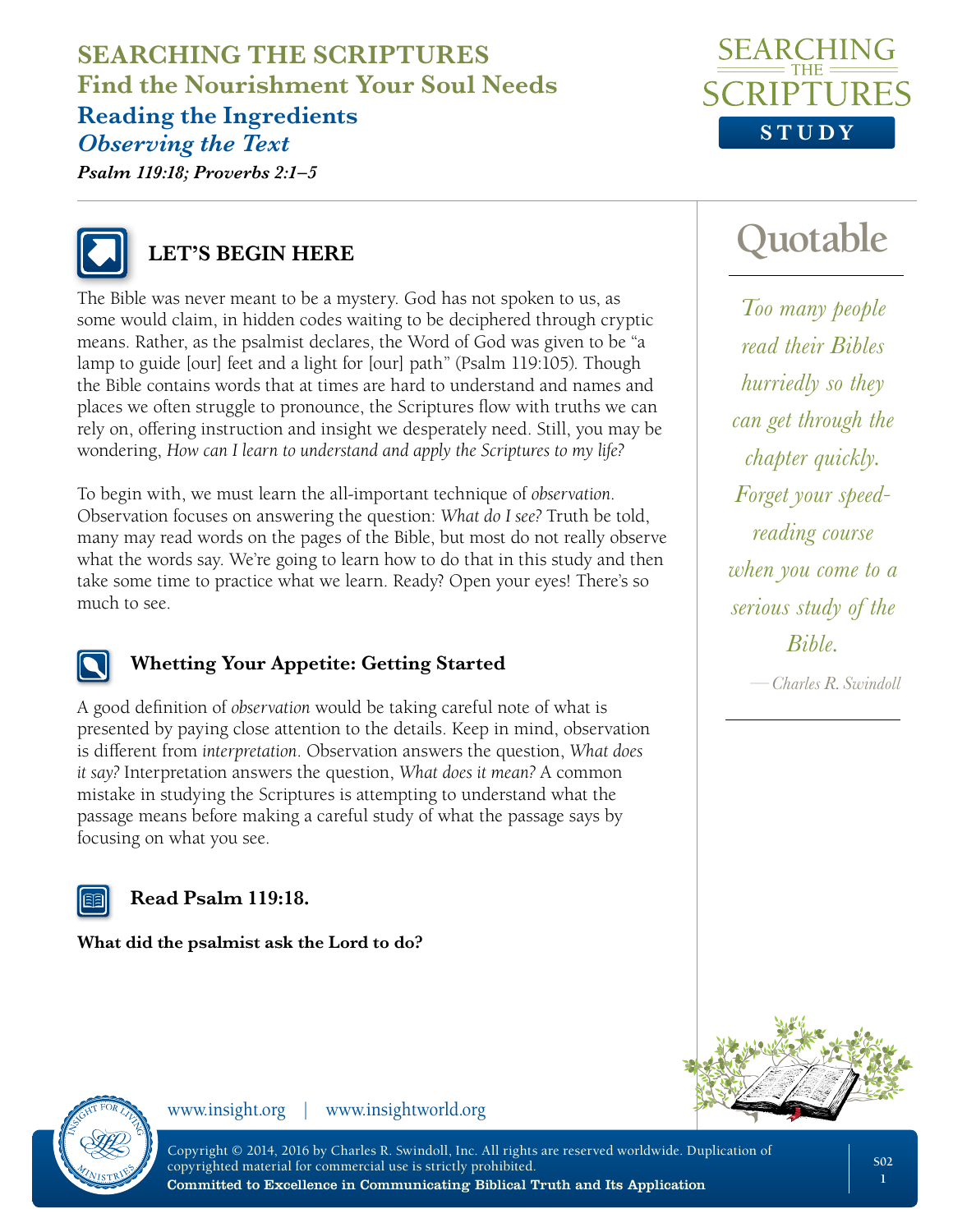# SEARCHING THE SCRIPTURES
## Find the Nourishment Your Soul Needs
### Reading the Ingredients
*Observing the Text*

***Psalm 119:18; Proverbs 2:1–5***

## LET'S BEGIN HERE

The Bible was never meant to be a mystery. God has not spoken to us, as some would claim, in hidden codes waiting to be deciphered through cryptic means. Rather, as the psalmist declares, the Word of God was given to be "a lamp to guide [our] feet and a light for [our] path" (Psalm 119:105). Though the Bible contains words that at times are hard to understand and names and places we often struggle to pronounce, the Scriptures flow with truths we can rely on, offering instruction and insight we desperately need. Still, you may be wondering, *How can I learn to understand and apply the Scriptures to my life?*

To begin with, we must learn the all-important technique of *observation*. Observation focuses on answering the question: *What do I see?* Truth be told, many may read words on the pages of the Bible, but most do not really observe what the words say. We're going to learn how to do that in this study and then take some time to practice what we learn. Ready? Open your eyes! There's so much to see.

### Whetting Your Appetite: Getting Started

A good definition of *observation* would be taking careful note of what is presented by paying close attention to the details. Keep in mind, observation is different from *interpretation*. Observation answers the question, *What does it say?* Interpretation answers the question, *What does it mean?* A common mistake in studying the Scriptures is attempting to understand what the passage means before making a careful study of what the passage says by focusing on what you see.

### Read Psalm 119:18.

**What did the psalmist ask the Lord to do?**

## Quotable

*Too many people read their Bibles hurriedly so they can get through the chapter quickly. Forget your speed-reading course when you come to a serious study of the Bible.*

*—Charles R. Swindoll*

www.insight.org | www.insightworld.org

Copyright © 2014, 2016 by Charles R. Swindoll, Inc. All rights are reserved worldwide. Duplication of copyrighted material for commercial use is strictly prohibited.
**Committed to Excellence in Communicating Biblical Truth and Its Application**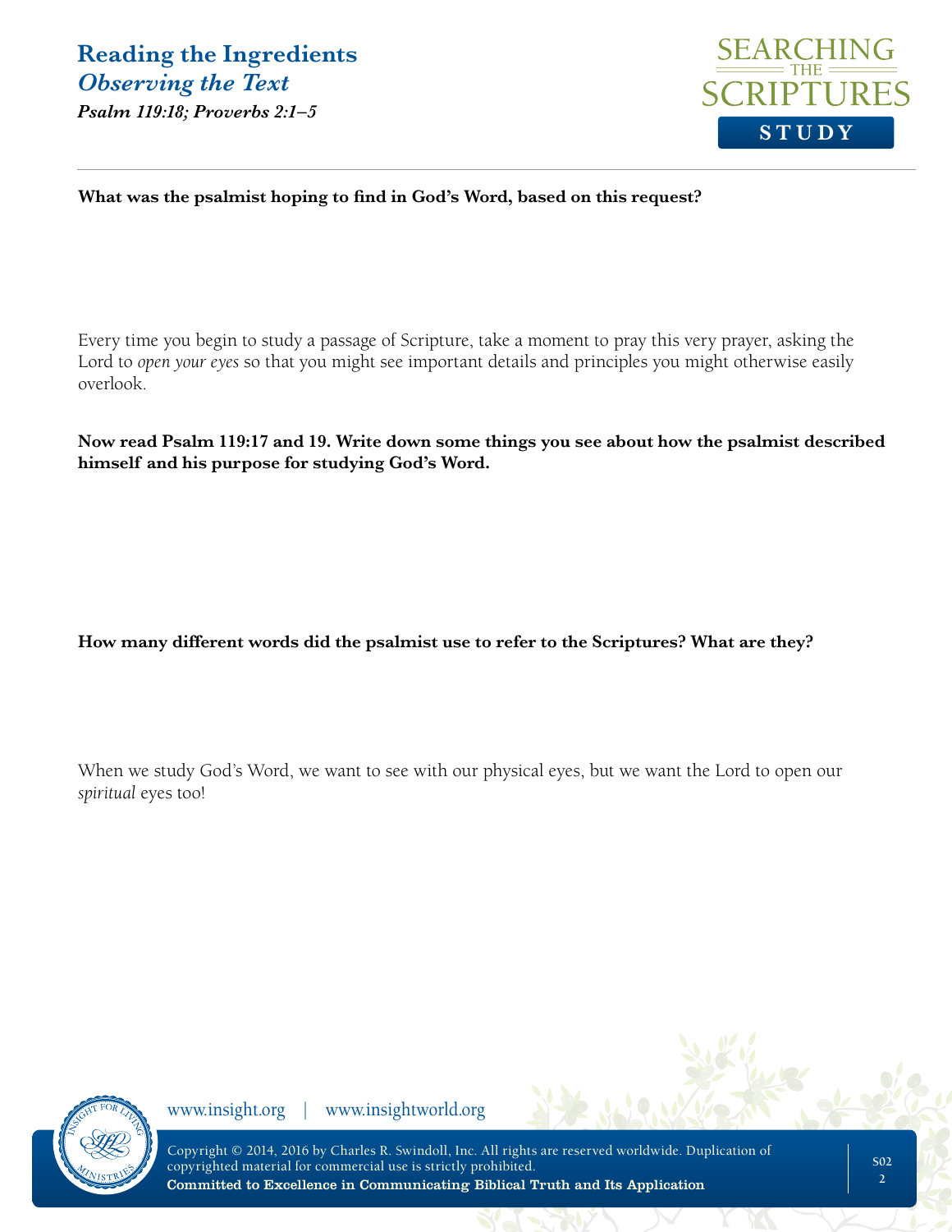**What was the psalmist hoping to find in God's Word, based on this request?**

Every time you begin to study a passage of Scripture, take a moment to pray this very prayer, asking the Lord to *open your eyes* so that you might see important details and principles you might otherwise easily overlook.

**Now read Psalm 119:17 and 19. Write down some things you see about how the psalmist described himself and his purpose for studying God's Word.**

**How many different words did the psalmist use to refer to the Scriptures? What are they?**

When we study God's Word, we want to see with our physical eyes, but we want the Lord to open our *spiritual* eyes too!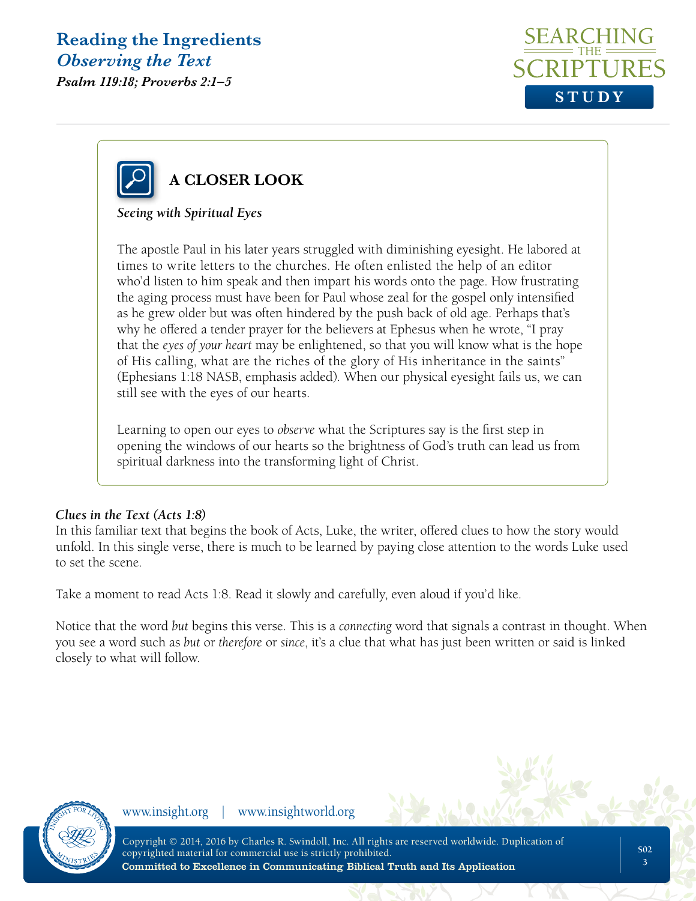## A CLOSER LOOK

*Seeing with Spiritual Eyes*

The apostle Paul in his later years struggled with diminishing eyesight. He labored at times to write letters to the churches. He often enlisted the help of an editor who'd listen to him speak and then impart his words onto the page. How frustrating the aging process must have been for Paul whose zeal for the gospel only intensified as he grew older but was often hindered by the push back of old age. Perhaps that's why he offered a tender prayer for the believers at Ephesus when he wrote, "I pray that the *eyes of your heart* may be enlightened, so that you will know what is the hope of His calling, what are the riches of the glory of His inheritance in the saints" (Ephesians 1:18 NASB, emphasis added). When our physical eyesight fails us, we can still see with the eyes of our hearts.

Learning to open our eyes to *observe* what the Scriptures say is the first step in opening the windows of our hearts so the brightness of God's truth can lead us from spiritual darkness into the transforming light of Christ.

### *Clues in the Text (Acts 1:8)*

In this familiar text that begins the book of Acts, Luke, the writer, offered clues to how the story would unfold. In this single verse, there is much to be learned by paying close attention to the words Luke used to set the scene.

Take a moment to read Acts 1:8. Read it slowly and carefully, even aloud if you'd like.

Notice that the word *but* begins this verse. This is a *connecting* word that signals a contrast in thought. When you see a word such as *but* or *therefore* or *since*, it's a clue that what has just been written or said is linked closely to what will follow.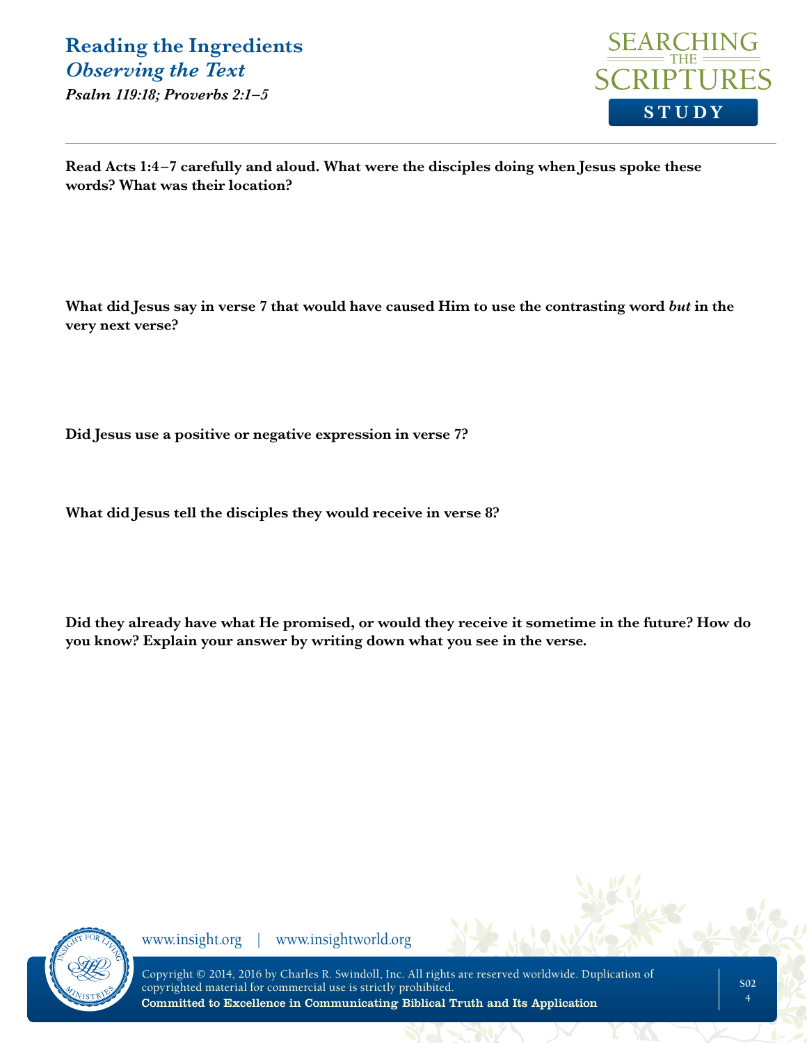## Reading the Ingredients

### *Observing the Text*

***Psalm 119:18; Proverbs 2:1–5***

**Read Acts 1:4–7 carefully and aloud. What were the disciples doing when Jesus spoke these words? What was their location?**

**What did Jesus say in verse 7 that would have caused Him to use the contrasting word *but* in the very next verse?**

**Did Jesus use a positive or negative expression in verse 7?**

**What did Jesus tell the disciples they would receive in verse 8?**

**Did they already have what He promised, or would they receive it sometime in the future? How do you know? Explain your answer by writing down what you see in the verse.**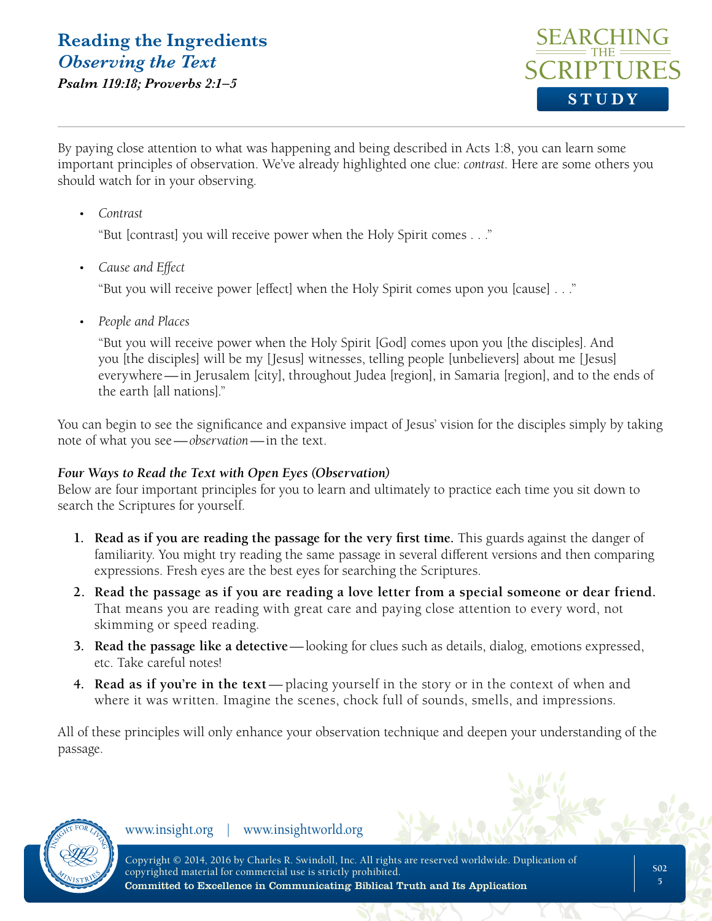By paying close attention to what was happening and being described in Acts 1:8, you can learn some important principles of observation. We've already highlighted one clue: *contrast*. Here are some others you should watch for in your observing.

- *Contrast*

  "But [contrast] you will receive power when the Holy Spirit comes . . ."

- *Cause and Effect*

  "But you will receive power [effect] when the Holy Spirit comes upon you [cause] . . ."

- *People and Places*

  "But you will receive power when the Holy Spirit [God] comes upon you [the disciples]. And you [the disciples] will be my [Jesus] witnesses, telling people [unbelievers] about me [Jesus] everywhere—in Jerusalem [city], throughout Judea [region], in Samaria [region], and to the ends of the earth [all nations]."

You can begin to see the significance and expansive impact of Jesus' vision for the disciples simply by taking note of what you see—*observation*—in the text.

***Four Ways to Read the Text with Open Eyes (Observation)***

Below are four important principles for you to learn and ultimately to practice each time you sit down to search the Scriptures for yourself.

1. **Read as if you are reading the passage for the very first time.** This guards against the danger of familiarity. You might try reading the same passage in several different versions and then comparing expressions. Fresh eyes are the best eyes for searching the Scriptures.
2. **Read the passage as if you are reading a love letter from a special someone or dear friend.** That means you are reading with great care and paying close attention to every word, not skimming or speed reading.
3. **Read the passage like a detective**—looking for clues such as details, dialog, emotions expressed, etc. Take careful notes!
4. **Read as if you're in the text**—placing yourself in the story or in the context of when and where it was written. Imagine the scenes, chock full of sounds, smells, and impressions.

All of these principles will only enhance your observation technique and deepen your understanding of the passage.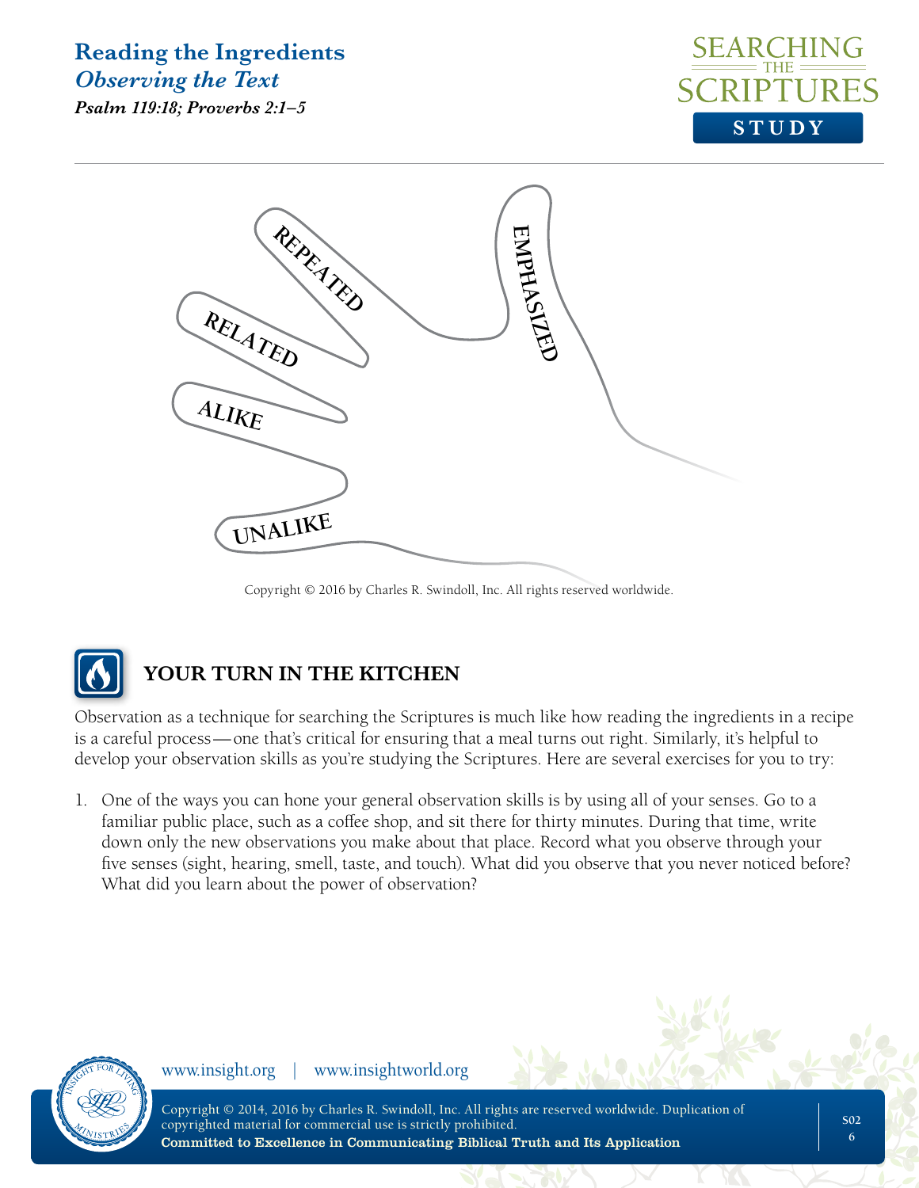# Reading the Ingredients

## *Observing the Text*

***Psalm 119:18; Proverbs 2:1–5***

REPEATED

RELATED

ALIKE

UNALIKE

EMPHASIZED

Copyright © 2016 by Charles R. Swindoll, Inc. All rights reserved worldwide.

## YOUR TURN IN THE KITCHEN

Observation as a technique for searching the Scriptures is much like how reading the ingredients in a recipe is a careful process—one that's critical for ensuring that a meal turns out right. Similarly, it's helpful to develop your observation skills as you're studying the Scriptures. Here are several exercises for you to try:

1. One of the ways you can hone your general observation skills is by using all of your senses. Go to a familiar public place, such as a coffee shop, and sit there for thirty minutes. During that time, write down only the new observations you make about that place. Record what you observe through your five senses (sight, hearing, smell, taste, and touch). What did you observe that you never noticed before? What did you learn about the power of observation?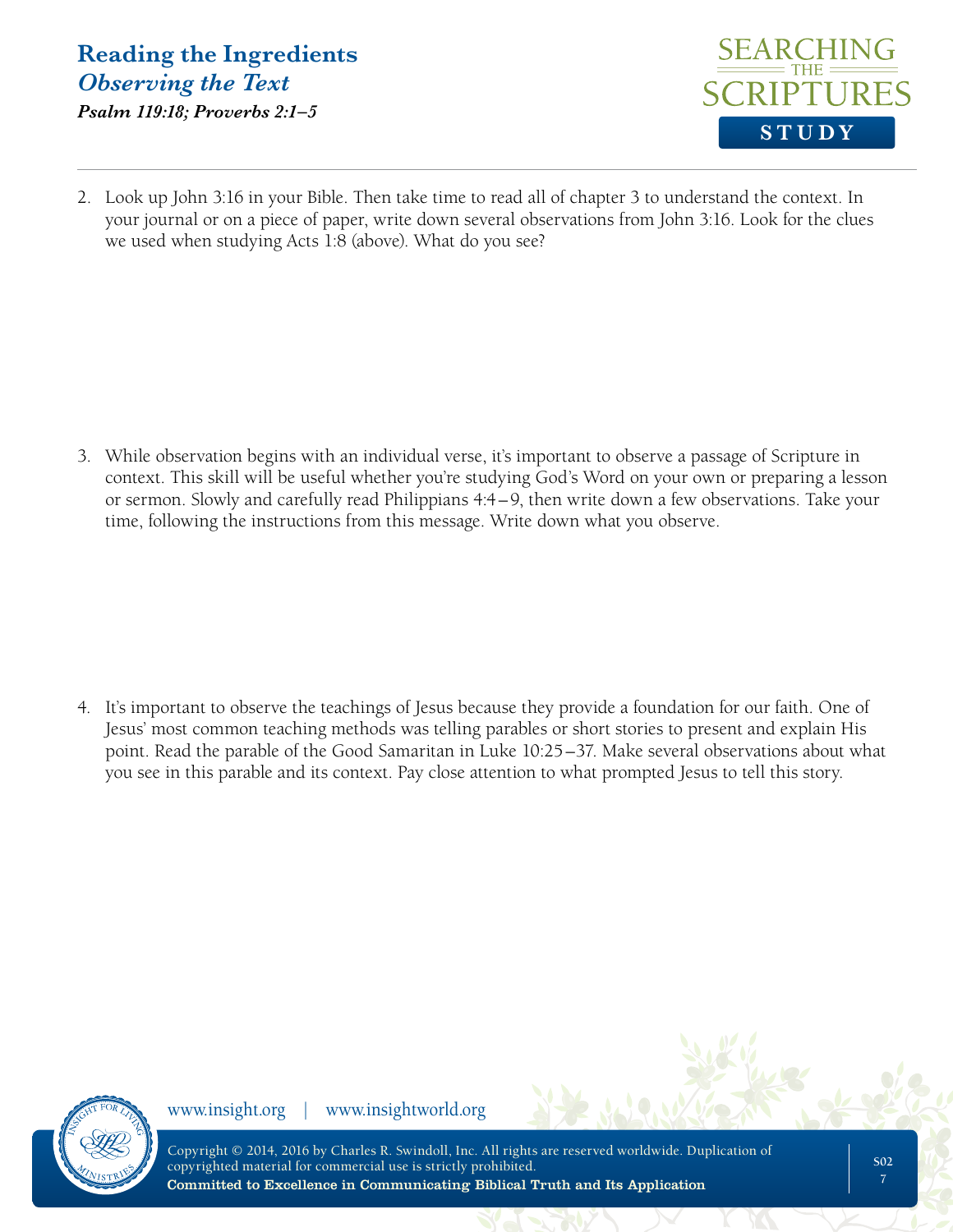2. Look up John 3:16 in your Bible. Then take time to read all of chapter 3 to understand the context. In your journal or on a piece of paper, write down several observations from John 3:16. Look for the clues we used when studying Acts 1:8 (above). What do you see?

3. While observation begins with an individual verse, it's important to observe a passage of Scripture in context. This skill will be useful whether you're studying God's Word on your own or preparing a lesson or sermon. Slowly and carefully read Philippians 4:4–9, then write down a few observations. Take your time, following the instructions from this message. Write down what you observe.

4. It's important to observe the teachings of Jesus because they provide a foundation for our faith. One of Jesus' most common teaching methods was telling parables or short stories to present and explain His point. Read the parable of the Good Samaritan in Luke 10:25–37. Make several observations about what you see in this parable and its context. Pay close attention to what prompted Jesus to tell this story.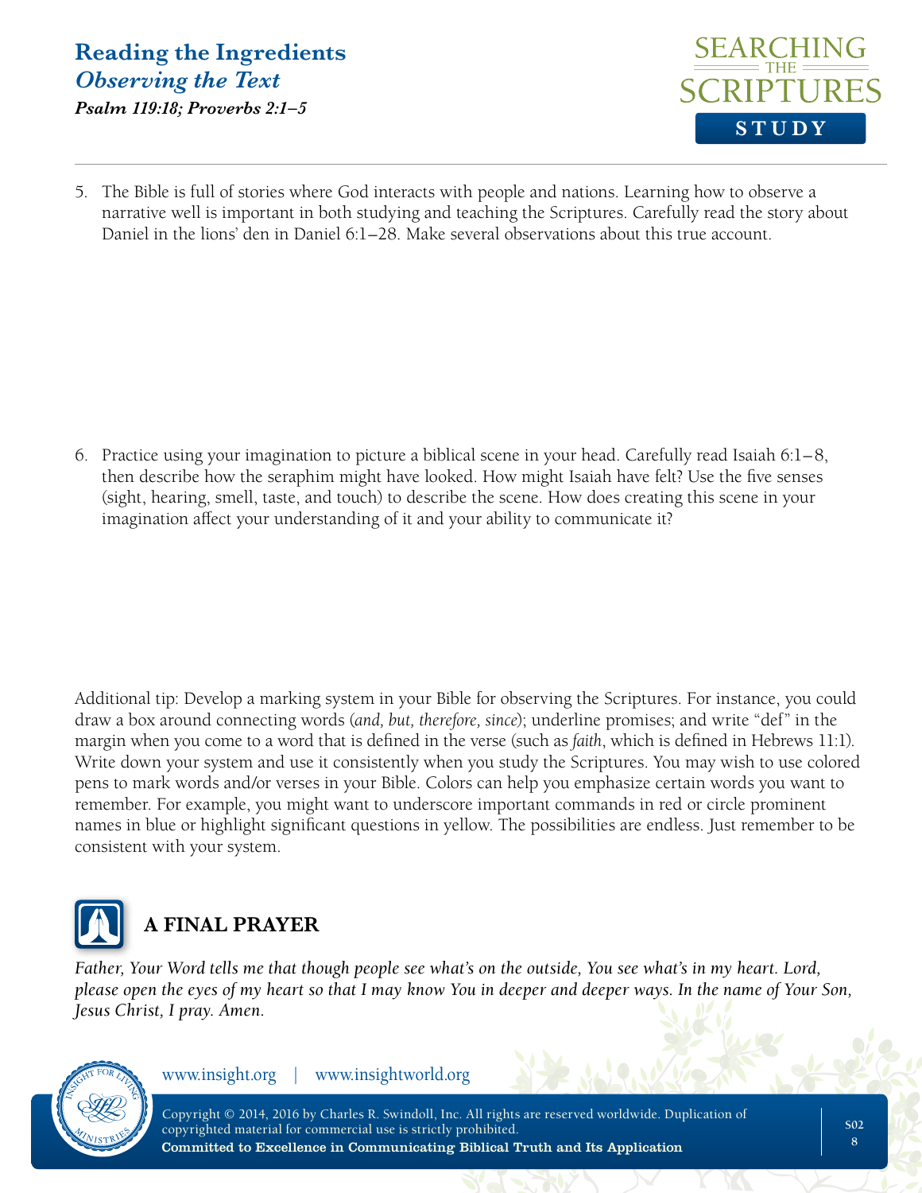5. The Bible is full of stories where God interacts with people and nations. Learning how to observe a narrative well is important in both studying and teaching the Scriptures. Carefully read the story about Daniel in the lions' den in Daniel 6:1–28. Make several observations about this true account.

6. Practice using your imagination to picture a biblical scene in your head. Carefully read Isaiah 6:1–8, then describe how the seraphim might have looked. How might Isaiah have felt? Use the five senses (sight, hearing, smell, taste, and touch) to describe the scene. How does creating this scene in your imagination affect your understanding of it and your ability to communicate it?

Additional tip: Develop a marking system in your Bible for observing the Scriptures. For instance, you could draw a box around connecting words (*and, but, therefore, since*); underline promises; and write "def" in the margin when you come to a word that is defined in the verse (such as *faith*, which is defined in Hebrews 11:1). Write down your system and use it consistently when you study the Scriptures. You may wish to use colored pens to mark words and/or verses in your Bible. Colors can help you emphasize certain words you want to remember. For example, you might want to underscore important commands in red or circle prominent names in blue or highlight significant questions in yellow. The possibilities are endless. Just remember to be consistent with your system.

## A FINAL PRAYER

*Father, Your Word tells me that though people see what's on the outside, You see what's in my heart. Lord, please open the eyes of my heart so that I may know You in deeper and deeper ways. In the name of Your Son, Jesus Christ, I pray. Amen.*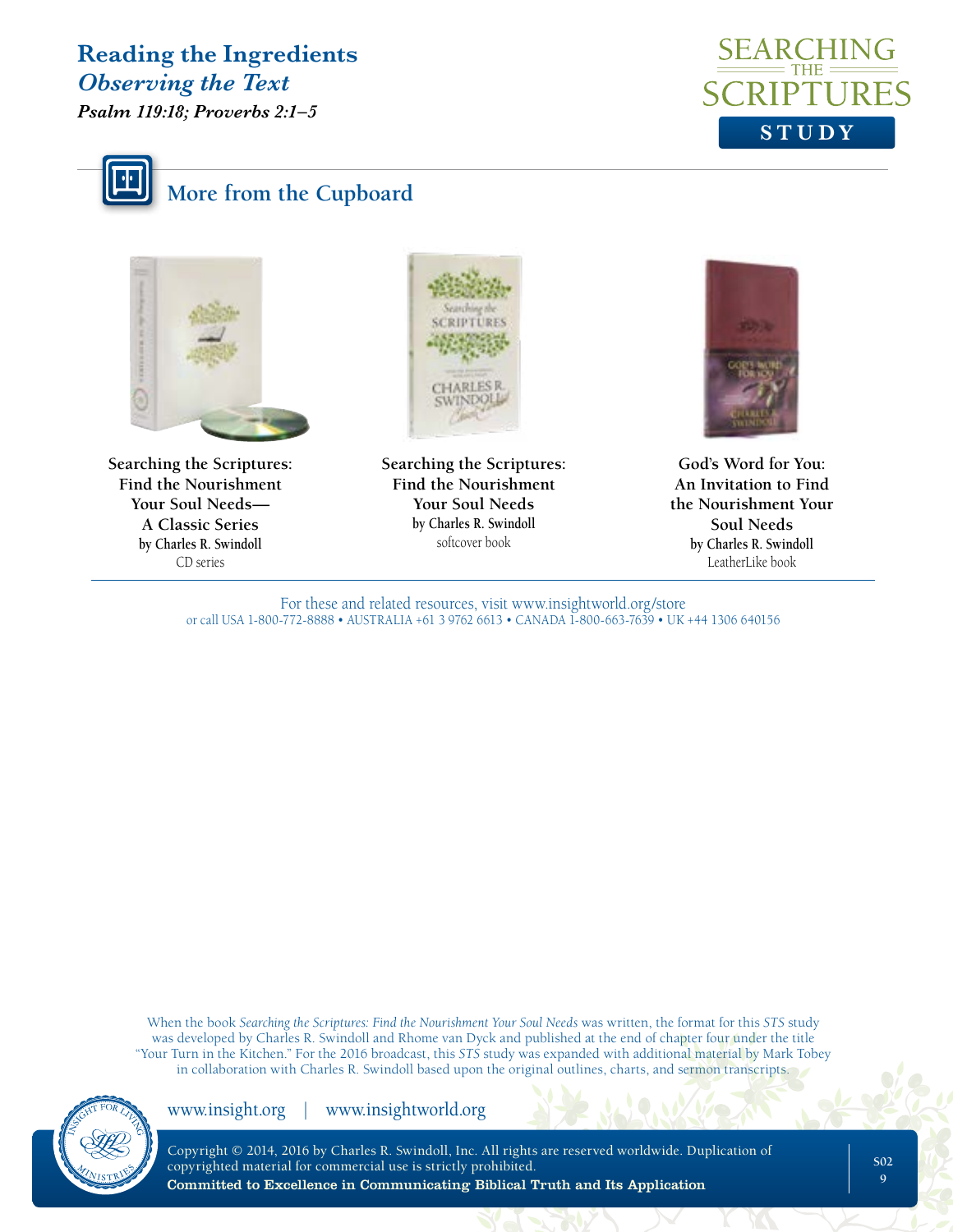## More from the Cupboard

**Searching the Scriptures: Find the Nourishment Your Soul Needs— A Classic Series**
by Charles R. Swindoll
CD series

**Searching the Scriptures: Find the Nourishment Your Soul Needs**
by Charles R. Swindoll
softcover book

**God's Word for You: An Invitation to Find the Nourishment Your Soul Needs**
by Charles R. Swindoll
LeatherLike book

For these and related resources, visit www.insightworld.org/store
or call USA 1-800-772-8888 • AUSTRALIA +61 3 9762 6613 • CANADA 1-800-663-7639 • UK +44 1306 640156

When the book *Searching the Scriptures: Find the Nourishment Your Soul Needs* was written, the format for this *STS* study was developed by Charles R. Swindoll and Rhome van Dyck and published at the end of chapter four under the title "Your Turn in the Kitchen." For the 2016 broadcast, this *STS* study was expanded with additional material by Mark Tobey in collaboration with Charles R. Swindoll based upon the original outlines, charts, and sermon transcripts.

www.insight.org | www.insightworld.org

Copyright © 2014, 2016 by Charles R. Swindoll, Inc. All rights are reserved worldwide. Duplication of copyrighted material for commercial use is strictly prohibited.
**Committed to Excellence in Communicating Biblical Truth and Its Application**